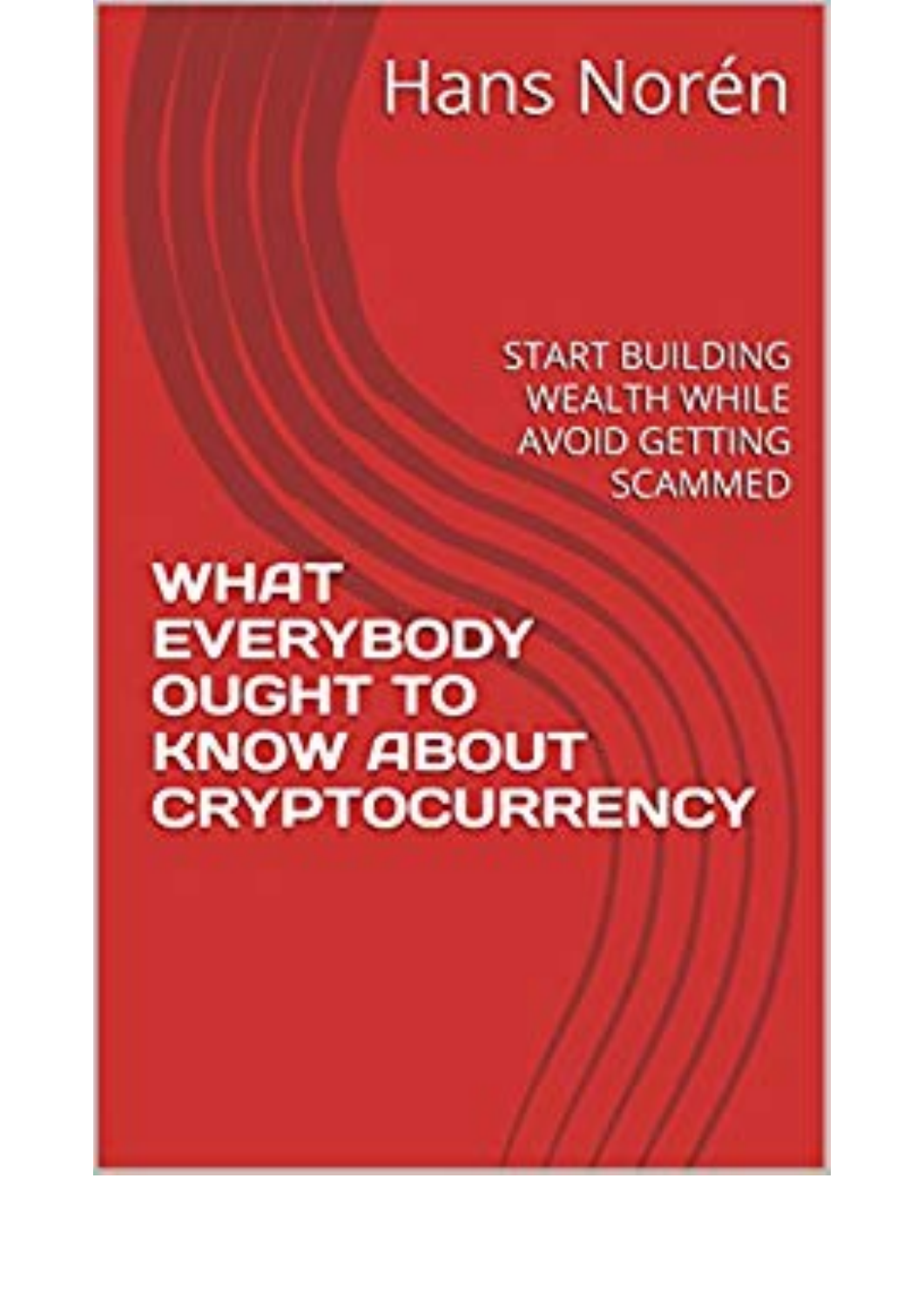Hans Norén

START BUILDING WEALTH WHILE AVOID GETTING SCAMMED

# WHAT EVERYBODY OUGHT TO KNOW ABOUT CRYPTOCURRENCY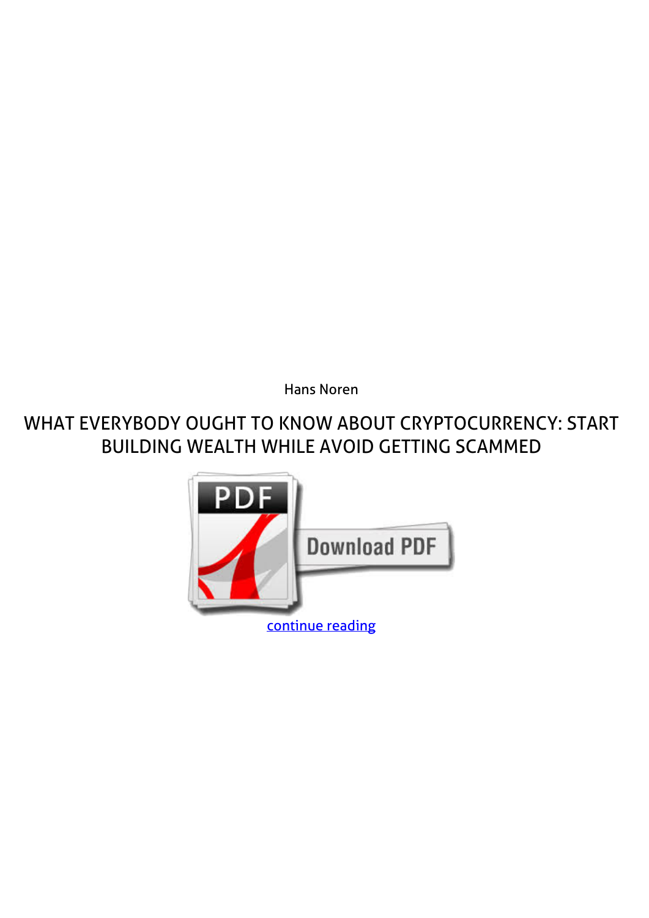Hans Noren

# WHAT EVERYBODY OUGHT TO KNOW ABOUT CRYPTOCURRENCY: START BUILDING WEALTH WHILE AVOID GETTING SCAMMED

continue reading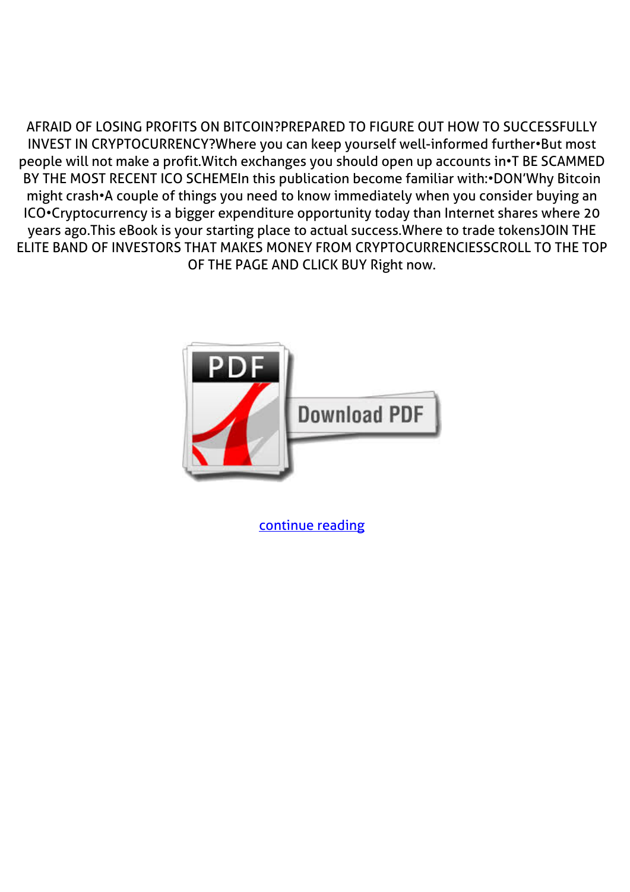AFRAID OF LOSING PROFITS ON BITCOIN?PREPARED TO FIGURE OUT HOW TO SUCCESSFULLY INVEST IN CRYPTOCURRENCY?Where you can keep yourself well-informed further•But most people will not make a profit.Witch exchanges you should open up accounts in•T BE SCAMMED BY THE MOST RECENT ICO SCHEMEIn this publication become familiar with:•DON'Why Bitcoin might crash•A couple of things you need to know immediately when you consider buying an ICO•Cryptocurrency is a bigger expenditure opportunity today than Internet shares where 20 years ago.This eBook is your starting place to actual success.Where to trade tokensJOIN THE ELITE BAND OF INVESTORS THAT MAKES MONEY FROM CRYPTOCURRENCIESSCROLL TO THE TOP OF THE PAGE AND CLICK BUY Right now.

continue reading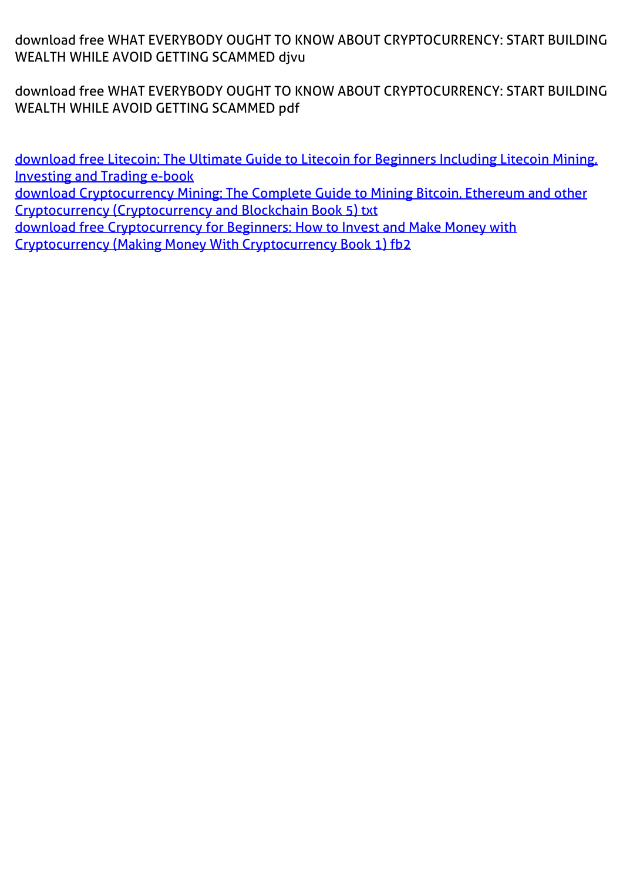download free WHAT EVERYBODY OUGHT TO KNOW ABOUT CRYPTOCURRENCY: START BUILDING WEALTH WHILE AVOID GETTING SCAMMED djvu

download free WHAT EVERYBODY OUGHT TO KNOW ABOUT CRYPTOCURRENCY: START BUILDING WEALTH WHILE AVOID GETTING SCAMMED pdf

download free Litecoin: The Ultimate Guide to Litecoin for Beginners Including Litecoin Mining, Investing and Trading e-book
download Cryptocurrency Mining: The Complete Guide to Mining Bitcoin, Ethereum and other Cryptocurrency (Cryptocurrency and Blockchain Book 5) txt
download free Cryptocurrency for Beginners: How to Invest and Make Money with Cryptocurrency (Making Money With Cryptocurrency Book 1) fb2